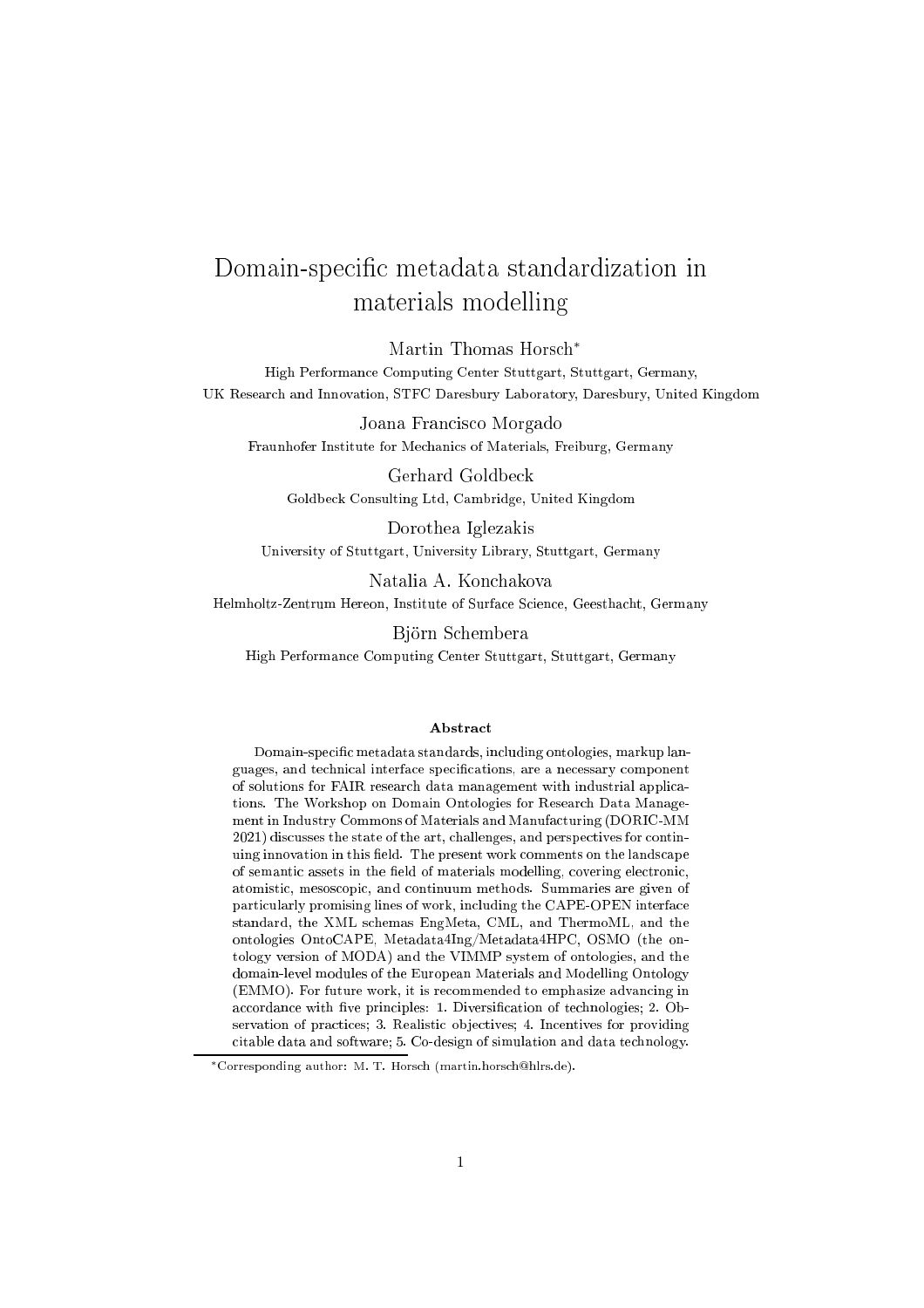# Domain-specific metadata standardization in materials modelling

Martin Thomas Horsch*

High Performance Computing Center Stuttgart, Stuttgart, Germany,
UK Research and Innovation, STFC Daresbury Laboratory, Daresbury, United Kingdom

Joana Francisco Morgado

Fraunhofer Institute for Mechanics of Materials, Freiburg, Germany

Gerhard Goldbeck

Goldbeck Consulting Ltd, Cambridge, United Kingdom

Dorothea Iglezakis

University of Stuttgart, University Library, Stuttgart, Germany

Natalia A. Konchakova

Helmholtz-Zentrum Hereon, Institute of Surface Science, Geesthacht, Germany

Björn Schembera

High Performance Computing Center Stuttgart, Stuttgart, Germany

### Abstract

Domain-specific metadata standards, including ontologies, markup languages, and technical interface specifications, are a necessary component of solutions for FAIR research data management with industrial applications. The Workshop on Domain Ontologies for Research Data Management in Industry Commons of Materials and Manufacturing (DORIC-MM 2021) discusses the state of the art, challenges, and perspectives for continuing innovation in this field. The present work comments on the landscape of semantic assets in the field of materials modelling, covering electronic, atomistic, mesoscopic, and continuum methods. Summaries are given of particularly promising lines of work, including the CAPE-OPEN interface standard, the XML schemas EngMeta, CML, and ThermoML, and the ontologies OntoCAPE, Metadata4Ing/Metadata4HPC, OSMO (the ontology version of MODA) and the VIMMP system of ontologies, and the domain-level modules of the European Materials and Modelling Ontology (EMMO). For future work, it is recommended to emphasize advancing in accordance with five principles: 1. Diversification of technologies; 2. Observation of practices; 3. Realistic objectives; 4. Incentives for providing citable data and software; 5. Co-design of simulation and data technology.

*Corresponding author: M. T. Horsch (martin.horsch@hlrs.de).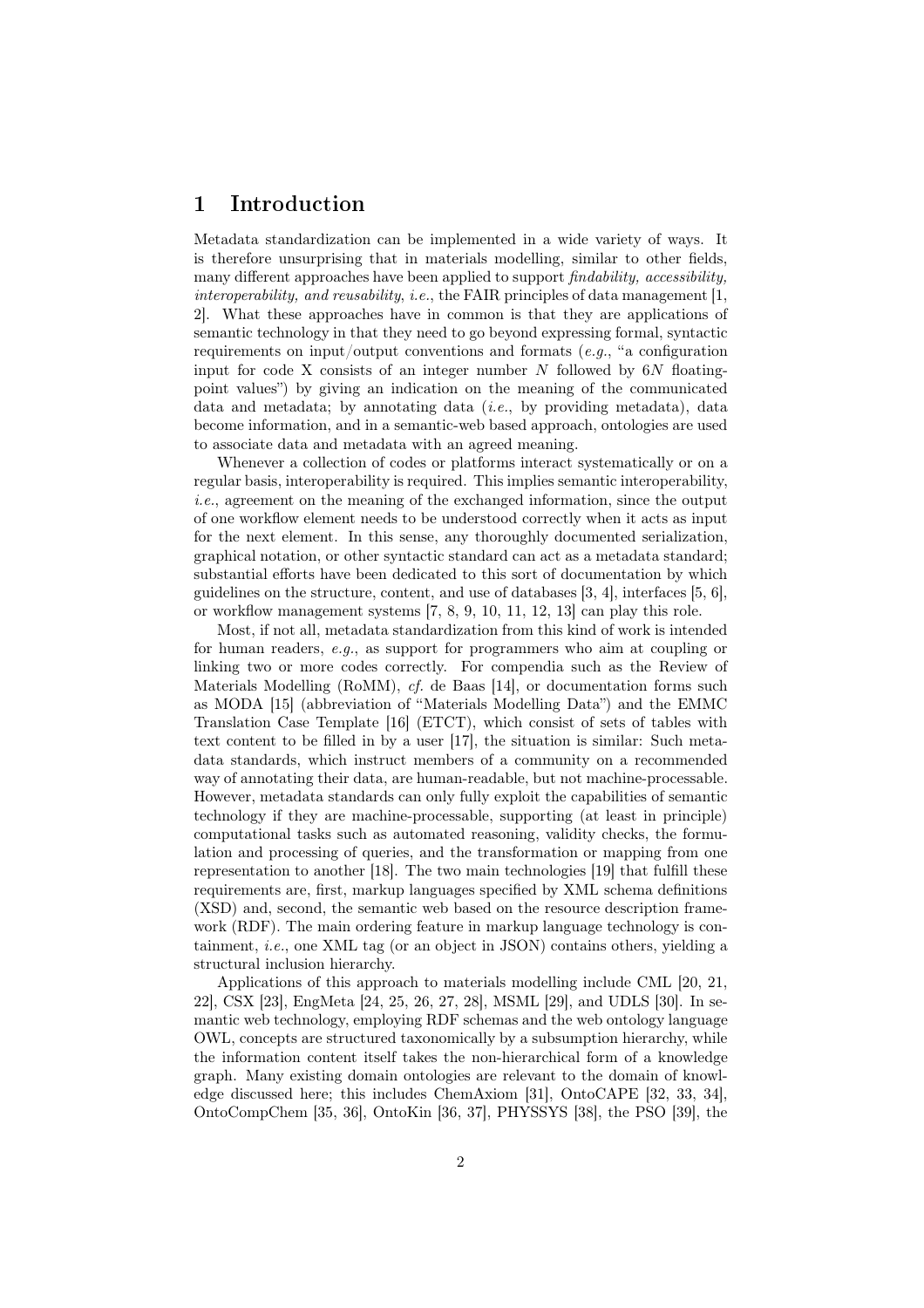# 1 Introduction

Metadata standardization can be implemented in a wide variety of ways. It is therefore unsurprising that in materials modelling, similar to other fields, many different approaches have been applied to support *findability, accessibility, interoperability, and reusability*, *i.e.*, the FAIR principles of data management [1, 2]. What these approaches have in common is that they are applications of semantic technology in that they need to go beyond expressing formal, syntactic requirements on input/output conventions and formats (*e.g.*, "a configuration input for code X consists of an integer number $N$ followed by $6N$ floating-point values") by giving an indication on the meaning of the communicated data and metadata; by annotating data (*i.e.*, by providing metadata), data become information, and in a semantic-web based approach, ontologies are used to associate data and metadata with an agreed meaning.

Whenever a collection of codes or platforms interact systematically or on a regular basis, interoperability is required. This implies semantic interoperability, *i.e.*, agreement on the meaning of the exchanged information, since the output of one workflow element needs to be understood correctly when it acts as input for the next element. In this sense, any thoroughly documented serialization, graphical notation, or other syntactic standard can act as a metadata standard; substantial efforts have been dedicated to this sort of documentation by which guidelines on the structure, content, and use of databases [3, 4], interfaces [5, 6], or workflow management systems [7, 8, 9, 10, 11, 12, 13] can play this role.

Most, if not all, metadata standardization from this kind of work is intended for human readers, *e.g.*, as support for programmers who aim at coupling or linking two or more codes correctly. For compendia such as the Review of Materials Modelling (RoMM), *cf.* de Baas [14], or documentation forms such as MODA [15] (abbreviation of "Materials Modelling Data") and the EMMC Translation Case Template [16] (ETCT), which consist of sets of tables with text content to be filled in by a user [17], the situation is similar: Such metadata standards, which instruct members of a community on a recommended way of annotating their data, are human-readable, but not machine-processable. However, metadata standards can only fully exploit the capabilities of semantic technology if they are machine-processable, supporting (at least in principle) computational tasks such as automated reasoning, validity checks, the formulation and processing of queries, and the transformation or mapping from one representation to another [18]. The two main technologies [19] that fulfill these requirements are, first, markup languages specified by XML schema definitions (XSD) and, second, the semantic web based on the resource description framework (RDF). The main ordering feature in markup language technology is containment, *i.e.*, one XML tag (or an object in JSON) contains others, yielding a structural inclusion hierarchy.

Applications of this approach to materials modelling include CML [20, 21, 22], CSX [23], EngMeta [24, 25, 26, 27, 28], MSML [29], and UDLS [30]. In semantic web technology, employing RDF schemas and the web ontology language OWL, concepts are structured taxonomically by a subsumption hierarchy, while the information content itself takes the non-hierarchical form of a knowledge graph. Many existing domain ontologies are relevant to the domain of knowledge discussed here; this includes ChemAxiom [31], OntoCAPE [32, 33, 34], OntoCompChem [35, 36], OntoKin [36, 37], PHYSSYS [38], the PSO [39], the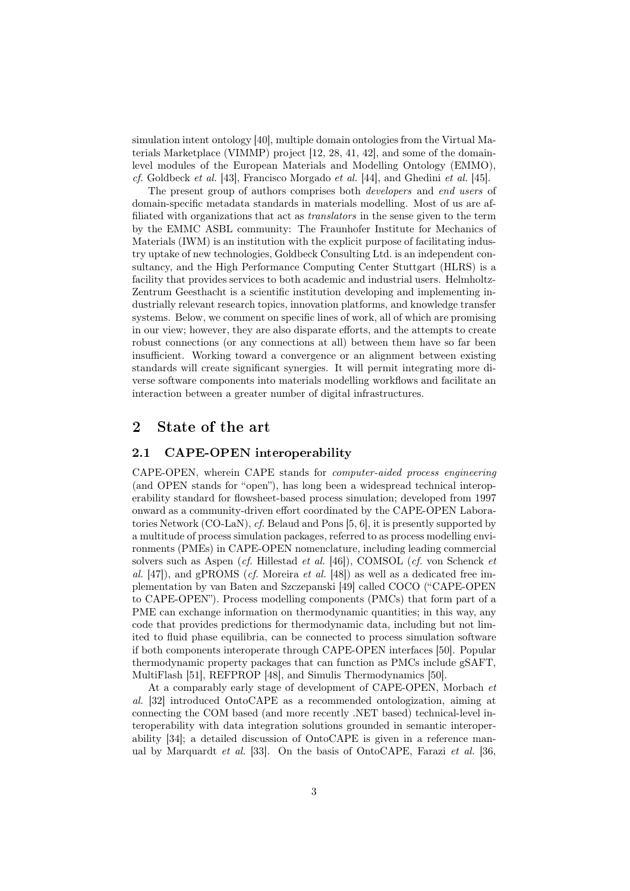simulation intent ontology [40], multiple domain ontologies from the Virtual Materials Marketplace (VIMMP) project [12, 28, 41, 42], and some of the domain-level modules of the European Materials and Modelling Ontology (EMMO), *cf.* Goldbeck *et al.* [43], Francisco Morgado *et al.* [44], and Ghedini *et al.* [45].

The present group of authors comprises both *developers* and *end users* of domain-specific metadata standards in materials modelling. Most of us are affiliated with organizations that act as *translators* in the sense given to the term by the EMMC ASBL community: The Fraunhofer Institute for Mechanics of Materials (IWM) is an institution with the explicit purpose of facilitating industry uptake of new technologies, Goldbeck Consulting Ltd. is an independent consultancy, and the High Performance Computing Center Stuttgart (HLRS) is a facility that provides services to both academic and industrial users. Helmholtz-Zentrum Geesthacht is a scientific institution developing and implementing industrially relevant research topics, innovation platforms, and knowledge transfer systems. Below, we comment on specific lines of work, all of which are promising in our view; however, they are also disparate efforts, and the attempts to create robust connections (or any connections at all) between them have so far been insufficient. Working toward a convergence or an alignment between existing standards will create significant synergies. It will permit integrating more diverse software components into materials modelling workflows and facilitate an interaction between a greater number of digital infrastructures.

# 2 State of the art

## 2.1 CAPE-OPEN interoperability

CAPE-OPEN, wherein CAPE stands for *computer-aided process engineering* (and OPEN stands for "open"), has long been a widespread technical interoperability standard for flowsheet-based process simulation; developed from 1997 onward as a community-driven effort coordinated by the CAPE-OPEN Laboratories Network (CO-LaN), *cf.* Belaud and Pons [5, 6], it is presently supported by a multitude of process simulation packages, referred to as process modelling environments (PMEs) in CAPE-OPEN nomenclature, including leading commercial solvers such as Aspen (*cf.* Hillestad *et al.* [46]), COMSOL (*cf.* von Schenck *et al.* [47]), and gPROMS (*cf.* Moreira *et al.* [48]) as well as a dedicated free implementation by van Baten and Szczepanski [49] called COCO ("CAPE-OPEN to CAPE-OPEN"). Process modelling components (PMCs) that form part of a PME can exchange information on thermodynamic quantities; in this way, any code that provides predictions for thermodynamic data, including but not limited to fluid phase equilibria, can be connected to process simulation software if both components interoperate through CAPE-OPEN interfaces [50]. Popular thermodynamic property packages that can function as PMCs include gSAFT, MultiFlash [51], REFPROP [48], and Simulis Thermodynamics [50].

At a comparably early stage of development of CAPE-OPEN, Morbach *et al.* [32] introduced OntoCAPE as a recommended ontologization, aiming at connecting the COM based (and more recently .NET based) technical-level interoperability with data integration solutions grounded in semantic interoperability [34]; a detailed discussion of OntoCAPE is given in a reference manual by Marquardt *et al.* [33]. On the basis of OntoCAPE, Farazi *et al.* [36,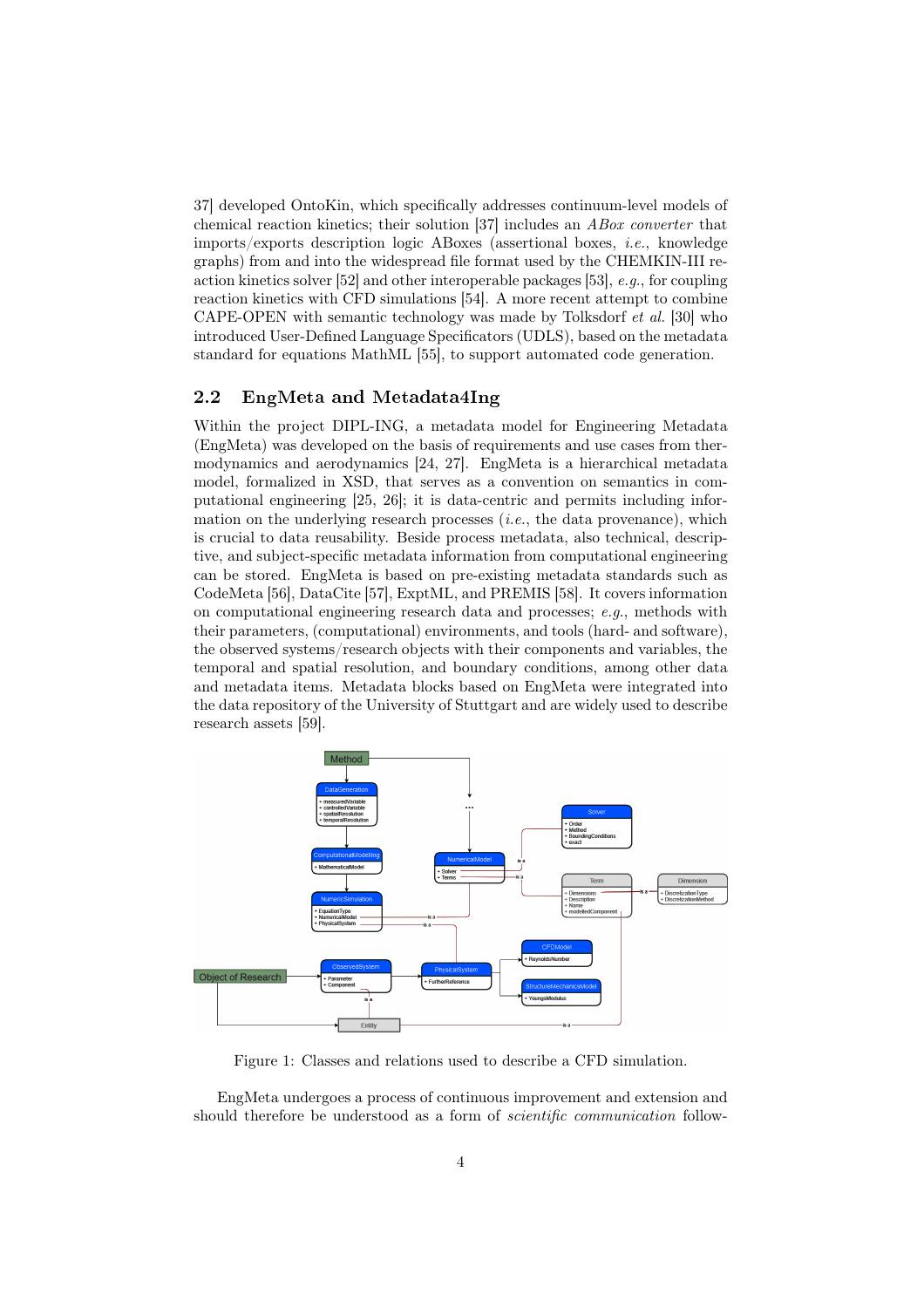37] developed OntoKin, which specifically addresses continuum-level models of chemical reaction kinetics; their solution [37] includes an *ABox converter* that imports/exports description logic ABoxes (assertional boxes, *i.e.*, knowledge graphs) from and into the widespread file format used by the CHEMKIN-III reaction kinetics solver [52] and other interoperable packages [53], *e.g.*, for coupling reaction kinetics with CFD simulations [54]. A more recent attempt to combine CAPE-OPEN with semantic technology was made by Tolksdorf *et al.* [30] who introduced User-Defined Language Specificators (UDLS), based on the metadata standard for equations MathML [55], to support automated code generation.

## 2.2 EngMeta and Metadata4Ing

Within the project DIPL-ING, a metadata model for Engineering Metadata (EngMeta) was developed on the basis of requirements and use cases from thermodynamics and aerodynamics [24, 27]. EngMeta is a hierarchical metadata model, formalized in XSD, that serves as a convention on semantics in computational engineering [25, 26]; it is data-centric and permits including information on the underlying research processes (*i.e.*, the data provenance), which is crucial to data reusability. Beside process metadata, also technical, descriptive, and subject-specific metadata information from computational engineering can be stored. EngMeta is based on pre-existing metadata standards such as CodeMeta [56], DataCite [57], ExptML, and PREMIS [58]. It covers information on computational engineering research data and processes; *e.g.*, methods with their parameters, (computational) environments, and tools (hard- and software), the observed systems/research objects with their components and variables, the temporal and spatial resolution, and boundary conditions, among other data and metadata items. Metadata blocks based on EngMeta were integrated into the data repository of the University of Stuttgart and are widely used to describe research assets [59].

Figure 1: Classes and relations used to describe a CFD simulation.

EngMeta undergoes a process of continuous improvement and extension and should therefore be understood as a form of *scientific communication* follow-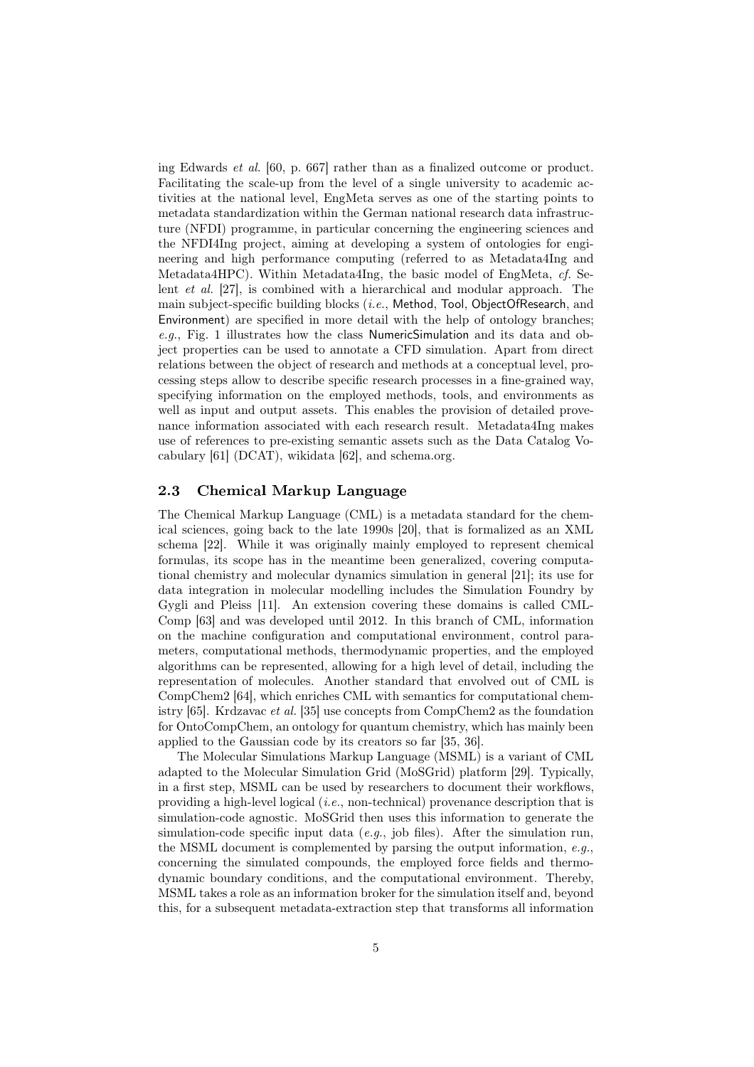ing Edwards *et al.* [60, p. 667] rather than as a finalized outcome or product. Facilitating the scale-up from the level of a single university to academic activities at the national level, EngMeta serves as one of the starting points to metadata standardization within the German national research data infrastructure (NFDI) programme, in particular concerning the engineering sciences and the NFDI4Ing project, aiming at developing a system of ontologies for engineering and high performance computing (referred to as Metadata4Ing and Metadata4HPC). Within Metadata4Ing, the basic model of EngMeta, *cf.* Selent *et al.* [27], is combined with a hierarchical and modular approach. The main subject-specific building blocks (*i.e.*, Method, Tool, ObjectOfResearch, and Environment) are specified in more detail with the help of ontology branches; *e.g.*, Fig. 1 illustrates how the class NumericSimulation and its data and object properties can be used to annotate a CFD simulation. Apart from direct relations between the object of research and methods at a conceptual level, processing steps allow to describe specific research processes in a fine-grained way, specifying information on the employed methods, tools, and environments as well as input and output assets. This enables the provision of detailed provenance information associated with each research result. Metadata4Ing makes use of references to pre-existing semantic assets such as the Data Catalog Vocabulary [61] (DCAT), wikidata [62], and schema.org.

## 2.3 Chemical Markup Language

The Chemical Markup Language (CML) is a metadata standard for the chemical sciences, going back to the late 1990s [20], that is formalized as an XML schema [22]. While it was originally mainly employed to represent chemical formulas, its scope has in the meantime been generalized, covering computational chemistry and molecular dynamics simulation in general [21]; its use for data integration in molecular modelling includes the Simulation Foundry by Gygli and Pleiss [11]. An extension covering these domains is called CMLComp [63] and was developed until 2012. In this branch of CML, information on the machine configuration and computational environment, control parameters, computational methods, thermodynamic properties, and the employed algorithms can be represented, allowing for a high level of detail, including the representation of molecules. Another standard that envolved out of CML is CompChem2 [64], which enriches CML with semantics for computational chemistry [65]. Krdzavac *et al.* [35] use concepts from CompChem2 as the foundation for OntoCompChem, an ontology for quantum chemistry, which has mainly been applied to the Gaussian code by its creators so far [35, 36].

The Molecular Simulations Markup Language (MSML) is a variant of CML adapted to the Molecular Simulation Grid (MoSGrid) platform [29]. Typically, in a first step, MSML can be used by researchers to document their workflows, providing a high-level logical (*i.e.*, non-technical) provenance description that is simulation-code agnostic. MoSGrid then uses this information to generate the simulation-code specific input data (*e.g.*, job files). After the simulation run, the MSML document is complemented by parsing the output information, *e.g.*, concerning the simulated compounds, the employed force fields and thermodynamic boundary conditions, and the computational environment. Thereby, MSML takes a role as an information broker for the simulation itself and, beyond this, for a subsequent metadata-extraction step that transforms all information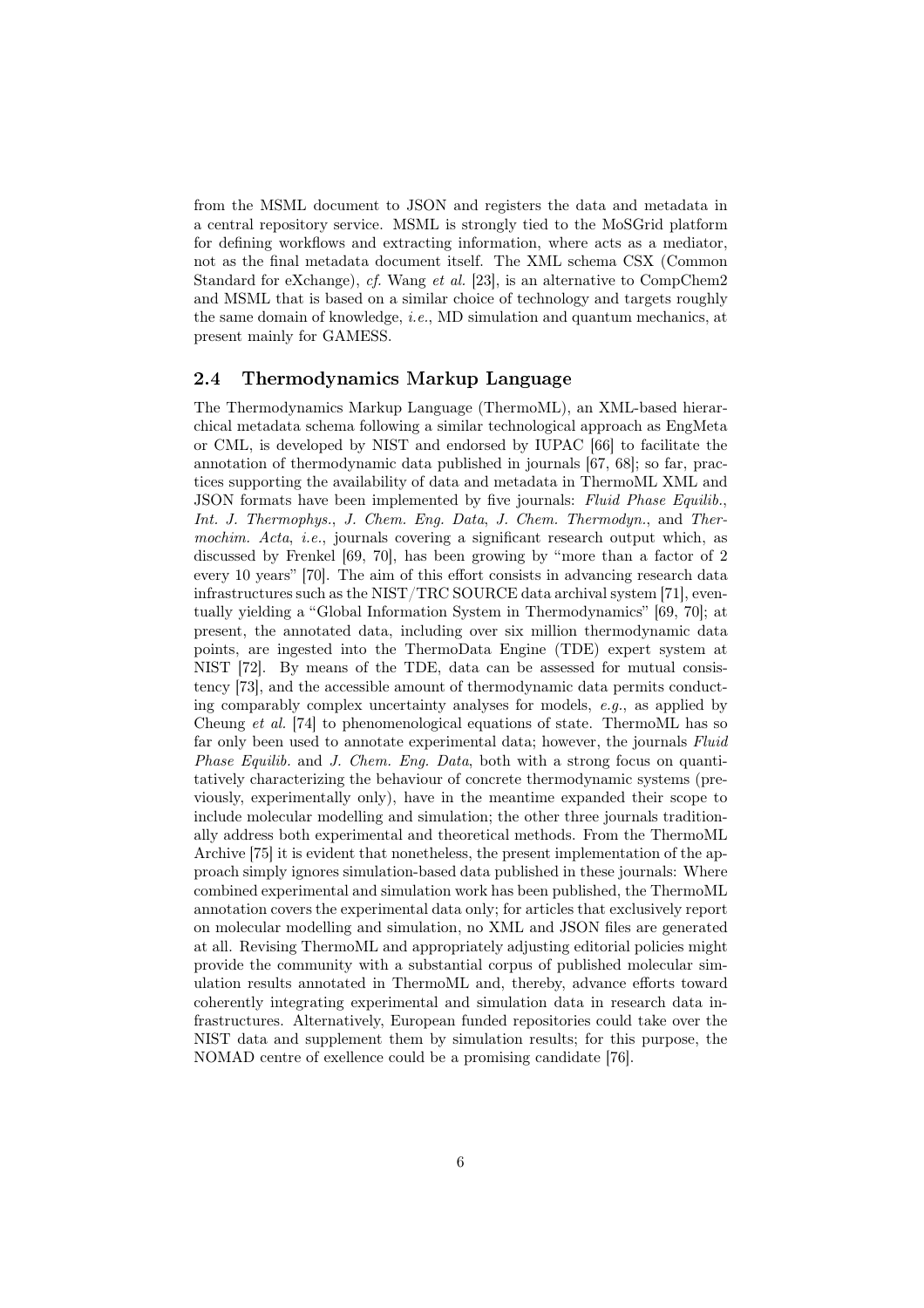from the MSML document to JSON and registers the data and metadata in a central repository service. MSML is strongly tied to the MoSGrid platform for defining workflows and extracting information, where acts as a mediator, not as the final metadata document itself. The XML schema CSX (Common Standard for eXchange), *cf.* Wang *et al.* [23], is an alternative to CompChem2 and MSML that is based on a similar choice of technology and targets roughly the same domain of knowledge, *i.e.*, MD simulation and quantum mechanics, at present mainly for GAMESS.

## 2.4 Thermodynamics Markup Language

The Thermodynamics Markup Language (ThermoML), an XML-based hierarchical metadata schema following a similar technological approach as EngMeta or CML, is developed by NIST and endorsed by IUPAC [66] to facilitate the annotation of thermodynamic data published in journals [67, 68]; so far, practices supporting the availability of data and metadata in ThermoML XML and JSON formats have been implemented by five journals: *Fluid Phase Equilib.*, *Int. J. Thermophys.*, *J. Chem. Eng. Data*, *J. Chem. Thermodyn.*, and *Thermochim. Acta*, *i.e.*, journals covering a significant research output which, as discussed by Frenkel [69, 70], has been growing by "more than a factor of 2 every 10 years" [70]. The aim of this effort consists in advancing research data infrastructures such as the NIST/TRC SOURCE data archival system [71], eventually yielding a "Global Information System in Thermodynamics" [69, 70]; at present, the annotated data, including over six million thermodynamic data points, are ingested into the ThermoData Engine (TDE) expert system at NIST [72]. By means of the TDE, data can be assessed for mutual consistency [73], and the accessible amount of thermodynamic data permits conducting comparably complex uncertainty analyses for models, *e.g.*, as applied by Cheung *et al.* [74] to phenomenological equations of state. ThermoML has so far only been used to annotate experimental data; however, the journals *Fluid Phase Equilib.* and *J. Chem. Eng. Data*, both with a strong focus on quantitatively characterizing the behaviour of concrete thermodynamic systems (previously, experimentally only), have in the meantime expanded their scope to include molecular modelling and simulation; the other three journals traditionally address both experimental and theoretical methods. From the ThermoML Archive [75] it is evident that nonetheless, the present implementation of the approach simply ignores simulation-based data published in these journals: Where combined experimental and simulation work has been published, the ThermoML annotation covers the experimental data only; for articles that exclusively report on molecular modelling and simulation, no XML and JSON files are generated at all. Revising ThermoML and appropriately adjusting editorial policies might provide the community with a substantial corpus of published molecular simulation results annotated in ThermoML and, thereby, advance efforts toward coherently integrating experimental and simulation data in research data infrastructures. Alternatively, European funded repositories could take over the NIST data and supplement them by simulation results; for this purpose, the NOMAD centre of exellence could be a promising candidate [76].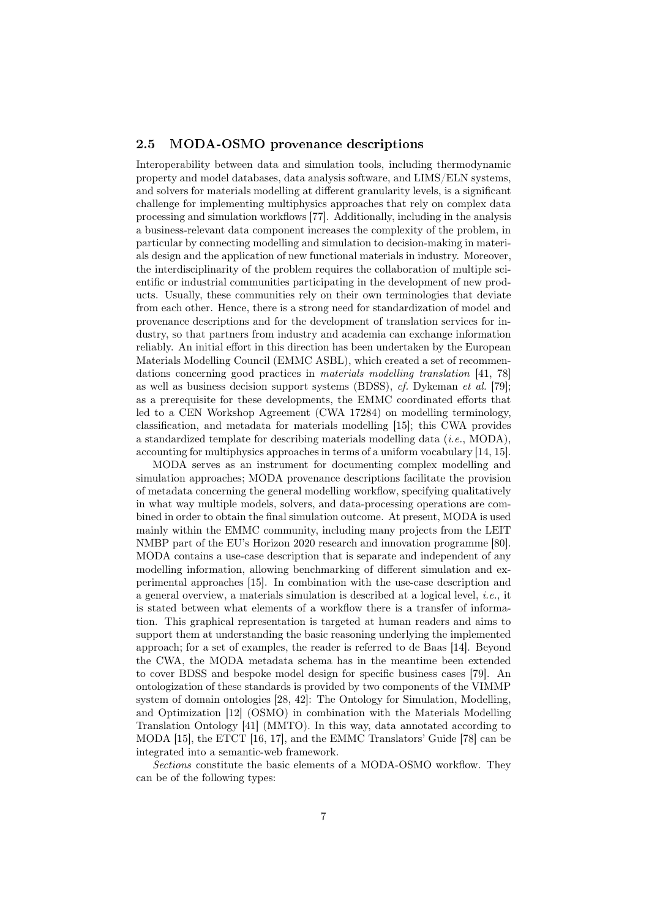## 2.5 MODA-OSMO provenance descriptions

Interoperability between data and simulation tools, including thermodynamic property and model databases, data analysis software, and LIMS/ELN systems, and solvers for materials modelling at different granularity levels, is a significant challenge for implementing multiphysics approaches that rely on complex data processing and simulation workflows [77]. Additionally, including in the analysis a business-relevant data component increases the complexity of the problem, in particular by connecting modelling and simulation to decision-making in materials design and the application of new functional materials in industry. Moreover, the interdisciplinarity of the problem requires the collaboration of multiple scientific or industrial communities participating in the development of new products. Usually, these communities rely on their own terminologies that deviate from each other. Hence, there is a strong need for standardization of model and provenance descriptions and for the development of translation services for industry, so that partners from industry and academia can exchange information reliably. An initial effort in this direction has been undertaken by the European Materials Modelling Council (EMMC ASBL), which created a set of recommendations concerning good practices in *materials modelling translation* [41, 78] as well as business decision support systems (BDSS), *cf.* Dykeman *et al.* [79]; as a prerequisite for these developments, the EMMC coordinated efforts that led to a CEN Workshop Agreement (CWA 17284) on modelling terminology, classification, and metadata for materials modelling [15]; this CWA provides a standardized template for describing materials modelling data (*i.e.*, MODA), accounting for multiphysics approaches in terms of a uniform vocabulary [14, 15].

MODA serves as an instrument for documenting complex modelling and simulation approaches; MODA provenance descriptions facilitate the provision of metadata concerning the general modelling workflow, specifying qualitatively in what way multiple models, solvers, and data-processing operations are combined in order to obtain the final simulation outcome. At present, MODA is used mainly within the EMMC community, including many projects from the LEIT NMBP part of the EU's Horizon 2020 research and innovation programme [80]. MODA contains a use-case description that is separate and independent of any modelling information, allowing benchmarking of different simulation and experimental approaches [15]. In combination with the use-case description and a general overview, a materials simulation is described at a logical level, *i.e.*, it is stated between what elements of a workflow there is a transfer of information. This graphical representation is targeted at human readers and aims to support them at understanding the basic reasoning underlying the implemented approach; for a set of examples, the reader is referred to de Baas [14]. Beyond the CWA, the MODA metadata schema has in the meantime been extended to cover BDSS and bespoke model design for specific business cases [79]. An ontologization of these standards is provided by two components of the VIMMP system of domain ontologies [28, 42]: The Ontology for Simulation, Modelling, and Optimization [12] (OSMO) in combination with the Materials Modelling Translation Ontology [41] (MMTO). In this way, data annotated according to MODA [15], the ETCT [16, 17], and the EMMC Translators' Guide [78] can be integrated into a semantic-web framework.

*Sections* constitute the basic elements of a MODA-OSMO workflow. They can be of the following types: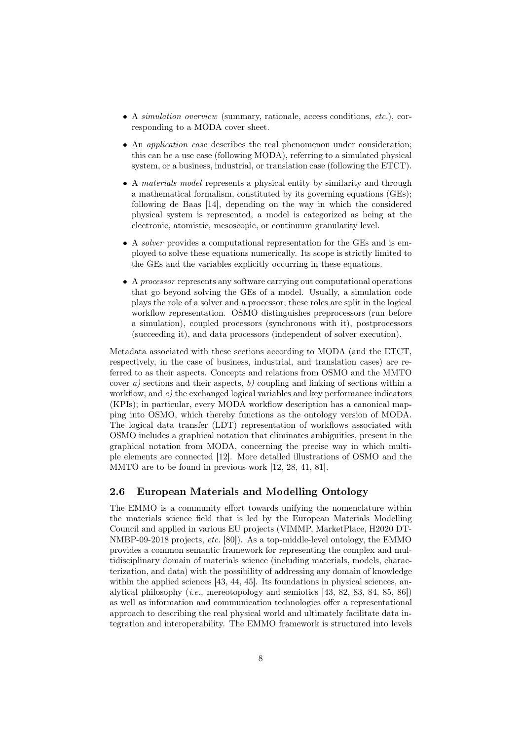- A *simulation overview* (summary, rationale, access conditions, *etc.*), corresponding to a MODA cover sheet.
- An *application case* describes the real phenomenon under consideration; this can be a use case (following MODA), referring to a simulated physical system, or a business, industrial, or translation case (following the ETCT).
- A *materials model* represents a physical entity by similarity and through a mathematical formalism, constituted by its governing equations (GEs); following de Baas [14], depending on the way in which the considered physical system is represented, a model is categorized as being at the electronic, atomistic, mesoscopic, or continuum granularity level.
- A *solver* provides a computational representation for the GEs and is employed to solve these equations numerically. Its scope is strictly limited to the GEs and the variables explicitly occurring in these equations.
- A *processor* represents any software carrying out computational operations that go beyond solving the GEs of a model. Usually, a simulation code plays the role of a solver and a processor; these roles are split in the logical workflow representation. OSMO distinguishes preprocessors (run before a simulation), coupled processors (synchronous with it), postprocessors (succeeding it), and data processors (independent of solver execution).

Metadata associated with these sections according to MODA (and the ETCT, respectively, in the case of business, industrial, and translation cases) are referred to as their aspects. Concepts and relations from OSMO and the MMTO cover *a)* sections and their aspects, *b)* coupling and linking of sections within a workflow, and *c)* the exchanged logical variables and key performance indicators (KPIs); in particular, every MODA workflow description has a canonical mapping into OSMO, which thereby functions as the ontology version of MODA. The logical data transfer (LDT) representation of workflows associated with OSMO includes a graphical notation that eliminates ambiguities, present in the graphical notation from MODA, concerning the precise way in which multiple elements are connected [12]. More detailed illustrations of OSMO and the MMTO are to be found in previous work [12, 28, 41, 81].

## 2.6 European Materials and Modelling Ontology

The EMMO is a community effort towards unifying the nomenclature within the materials science field that is led by the European Materials Modelling Council and applied in various EU projects (VIMMP, MarketPlace, H2020 DT-NMBP-09-2018 projects, *etc.* [80]). As a top-middle-level ontology, the EMMO provides a common semantic framework for representing the complex and multidisciplinary domain of materials science (including materials, models, characterization, and data) with the possibility of addressing any domain of knowledge within the applied sciences [43, 44, 45]. Its foundations in physical sciences, analytical philosophy (*i.e.*, mereotopology and semiotics [43, 82, 83, 84, 85, 86]) as well as information and communication technologies offer a representational approach to describing the real physical world and ultimately facilitate data integration and interoperability. The EMMO framework is structured into levels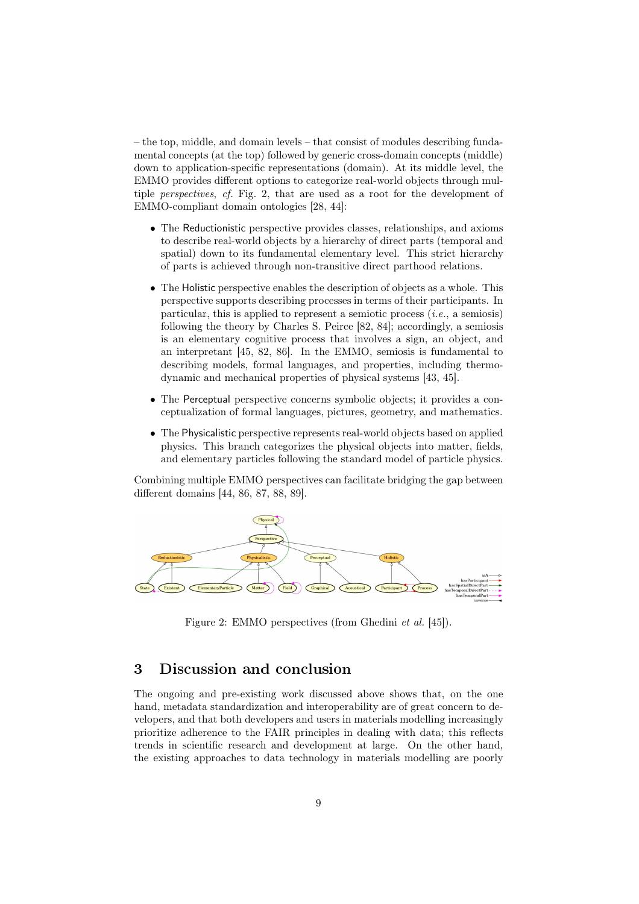– the top, middle, and domain levels – that consist of modules describing fundamental concepts (at the top) followed by generic cross-domain concepts (middle) down to application-specific representations (domain). At its middle level, the EMMO provides different options to categorize real-world objects through multiple *perspectives*, *cf.* Fig. 2, that are used as a root for the development of EMMO-compliant domain ontologies [28, 44]:

- The Reductionistic perspective provides classes, relationships, and axioms to describe real-world objects by a hierarchy of direct parts (temporal and spatial) down to its fundamental elementary level. This strict hierarchy of parts is achieved through non-transitive direct parthood relations.
- The Holistic perspective enables the description of objects as a whole. This perspective supports describing processes in terms of their participants. In particular, this is applied to represent a semiotic process (*i.e.*, a semiosis) following the theory by Charles S. Peirce [82, 84]; accordingly, a semiosis is an elementary cognitive process that involves a sign, an object, and an interpretant [45, 82, 86]. In the EMMO, semiosis is fundamental to describing models, formal languages, and properties, including thermodynamic and mechanical properties of physical systems [43, 45].
- The Perceptual perspective concerns symbolic objects; it provides a conceptualization of formal languages, pictures, geometry, and mathematics.
- The Physicalistic perspective represents real-world objects based on applied physics. This branch categorizes the physical objects into matter, fields, and elementary particles following the standard model of particle physics.

Combining multiple EMMO perspectives can facilitate bridging the gap between different domains [44, 86, 87, 88, 89].

Figure 2: EMMO perspectives (from Ghedini *et al.* [45]).

## 3 Discussion and conclusion

The ongoing and pre-existing work discussed above shows that, on the one hand, metadata standardization and interoperability are of great concern to developers, and that both developers and users in materials modelling increasingly prioritize adherence to the FAIR principles in dealing with data; this reflects trends in scientific research and development at large. On the other hand, the existing approaches to data technology in materials modelling are poorly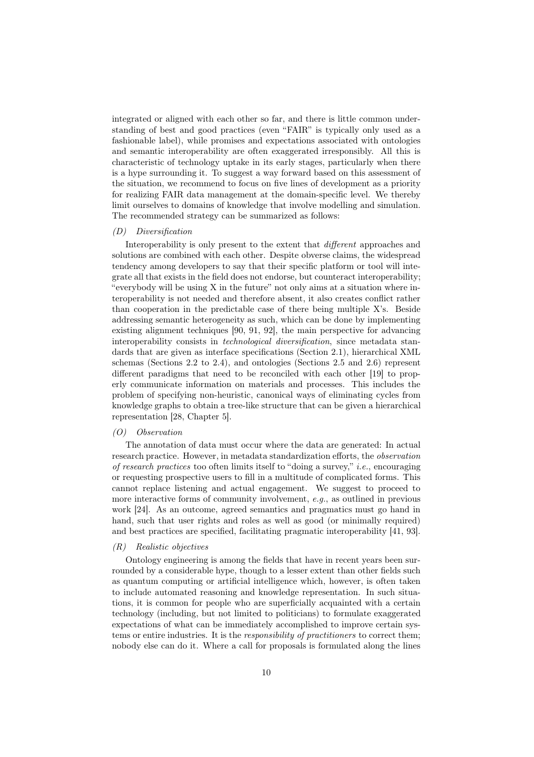integrated or aligned with each other so far, and there is little common understanding of best and good practices (even "FAIR" is typically only used as a fashionable label), while promises and expectations associated with ontologies and semantic interoperability are often exaggerated irresponsibly. All this is characteristic of technology uptake in its early stages, particularly when there is a hype surrounding it. To suggest a way forward based on this assessment of the situation, we recommend to focus on five lines of development as a priority for realizing FAIR data management at the domain-specific level. We thereby limit ourselves to domains of knowledge that involve modelling and simulation. The recommended strategy can be summarized as follows:

*(D) Diversification*

Interoperability is only present to the extent that *different* approaches and solutions are combined with each other. Despite obverse claims, the widespread tendency among developers to say that their specific platform or tool will integrate all that exists in the field does not endorse, but counteract interoperability; "everybody will be using X in the future" not only aims at a situation where interoperability is not needed and therefore absent, it also creates conflict rather than cooperation in the predictable case of there being multiple X's. Beside addressing semantic heterogeneity as such, which can be done by implementing existing alignment techniques [90, 91, 92], the main perspective for advancing interoperability consists in *technological diversification*, since metadata standards that are given as interface specifications (Section 2.1), hierarchical XML schemas (Sections 2.2 to 2.4), and ontologies (Sections 2.5 and 2.6) represent different paradigms that need to be reconciled with each other [19] to properly communicate information on materials and processes. This includes the problem of specifying non-heuristic, canonical ways of eliminating cycles from knowledge graphs to obtain a tree-like structure that can be given a hierarchical representation [28, Chapter 5].

*(O) Observation*

The annotation of data must occur where the data are generated: In actual research practice. However, in metadata standardization efforts, the *observation of research practices* too often limits itself to "doing a survey," *i.e.*, encouraging or requesting prospective users to fill in a multitude of complicated forms. This cannot replace listening and actual engagement. We suggest to proceed to more interactive forms of community involvement, *e.g.*, as outlined in previous work [24]. As an outcome, agreed semantics and pragmatics must go hand in hand, such that user rights and roles as well as good (or minimally required) and best practices are specified, facilitating pragmatic interoperability [41, 93].

*(R) Realistic objectives*

Ontology engineering is among the fields that have in recent years been surrounded by a considerable hype, though to a lesser extent than other fields such as quantum computing or artificial intelligence which, however, is often taken to include automated reasoning and knowledge representation. In such situations, it is common for people who are superficially acquainted with a certain technology (including, but not limited to politicians) to formulate exaggerated expectations of what can be immediately accomplished to improve certain systems or entire industries. It is the *responsibility of practitioners* to correct them; nobody else can do it. Where a call for proposals is formulated along the lines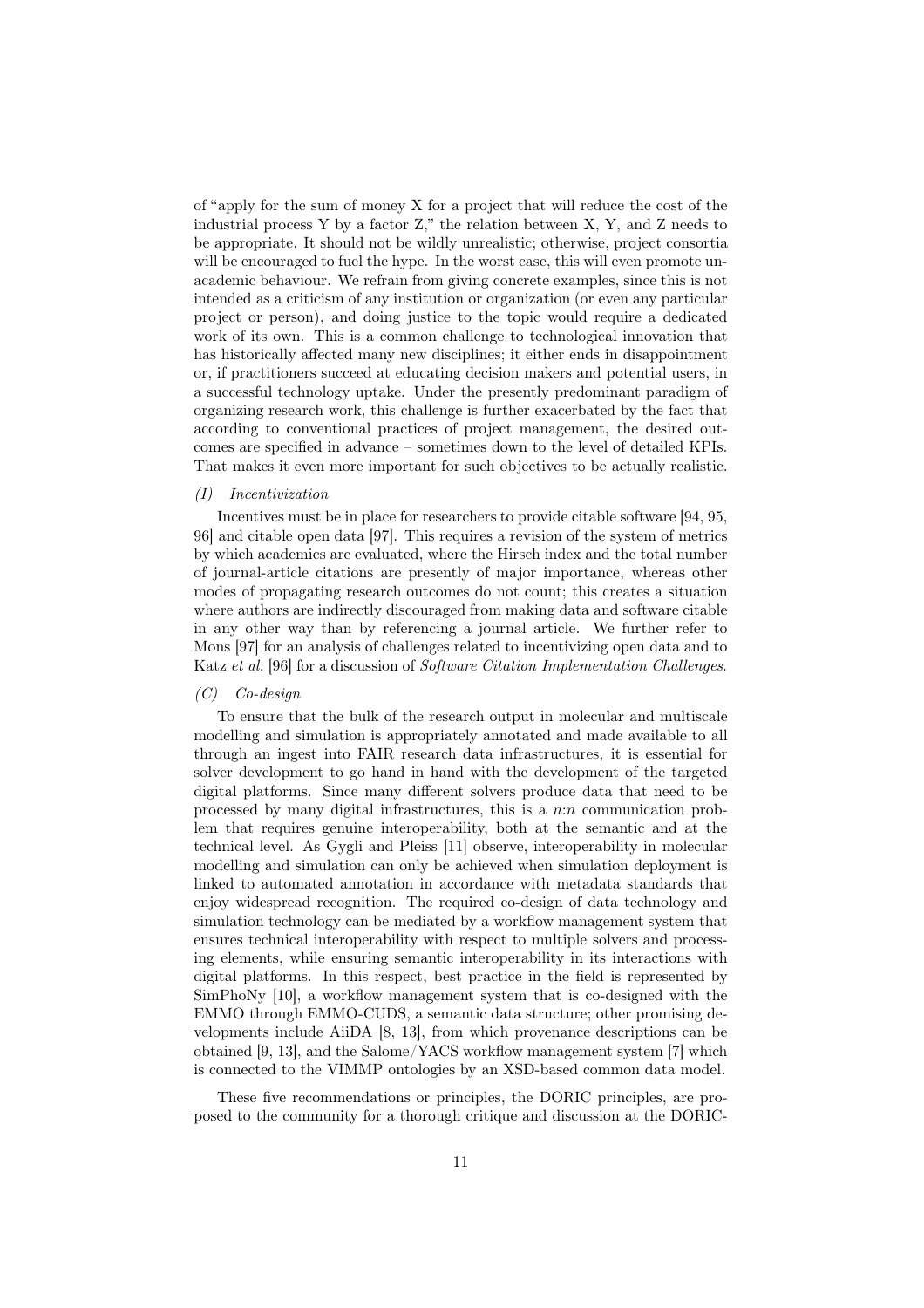of "apply for the sum of money X for a project that will reduce the cost of the industrial process Y by a factor Z," the relation between X, Y, and Z needs to be appropriate. It should not be wildly unrealistic; otherwise, project consortia will be encouraged to fuel the hype. In the worst case, this will even promote unacademic behaviour. We refrain from giving concrete examples, since this is not intended as a criticism of any institution or organization (or even any particular project or person), and doing justice to the topic would require a dedicated work of its own. This is a common challenge to technological innovation that has historically affected many new disciplines; it either ends in disappointment or, if practitioners succeed at educating decision makers and potential users, in a successful technology uptake. Under the presently predominant paradigm of organizing research work, this challenge is further exacerbated by the fact that according to conventional practices of project management, the desired outcomes are specified in advance – sometimes down to the level of detailed KPIs. That makes it even more important for such objectives to be actually realistic.

*(I) Incentivization*

Incentives must be in place for researchers to provide citable software [94, 95, 96] and citable open data [97]. This requires a revision of the system of metrics by which academics are evaluated, where the Hirsch index and the total number of journal-article citations are presently of major importance, whereas other modes of propagating research outcomes do not count; this creates a situation where authors are indirectly discouraged from making data and software citable in any other way than by referencing a journal article. We further refer to Mons [97] for an analysis of challenges related to incentivizing open data and to Katz *et al.* [96] for a discussion of *Software Citation Implementation Challenges*.

*(C) Co-design*

To ensure that the bulk of the research output in molecular and multiscale modelling and simulation is appropriately annotated and made available to all through an ingest into FAIR research data infrastructures, it is essential for solver development to go hand in hand with the development of the targeted digital platforms. Since many different solvers produce data that need to be processed by many digital infrastructures, this is a $n{:}n$ communication problem that requires genuine interoperability, both at the semantic and at the technical level. As Gygli and Pleiss [11] observe, interoperability in molecular modelling and simulation can only be achieved when simulation deployment is linked to automated annotation in accordance with metadata standards that enjoy widespread recognition. The required co-design of data technology and simulation technology can be mediated by a workflow management system that ensures technical interoperability with respect to multiple solvers and processing elements, while ensuring semantic interoperability in its interactions with digital platforms. In this respect, best practice in the field is represented by SimPhoNy [10], a workflow management system that is co-designed with the EMMO through EMMO-CUDS, a semantic data structure; other promising developments include AiiDA [8, 13], from which provenance descriptions can be obtained [9, 13], and the Salome/YACS workflow management system [7] which is connected to the VIMMP ontologies by an XSD-based common data model.

These five recommendations or principles, the DORIC principles, are proposed to the community for a thorough critique and discussion at the DORIC-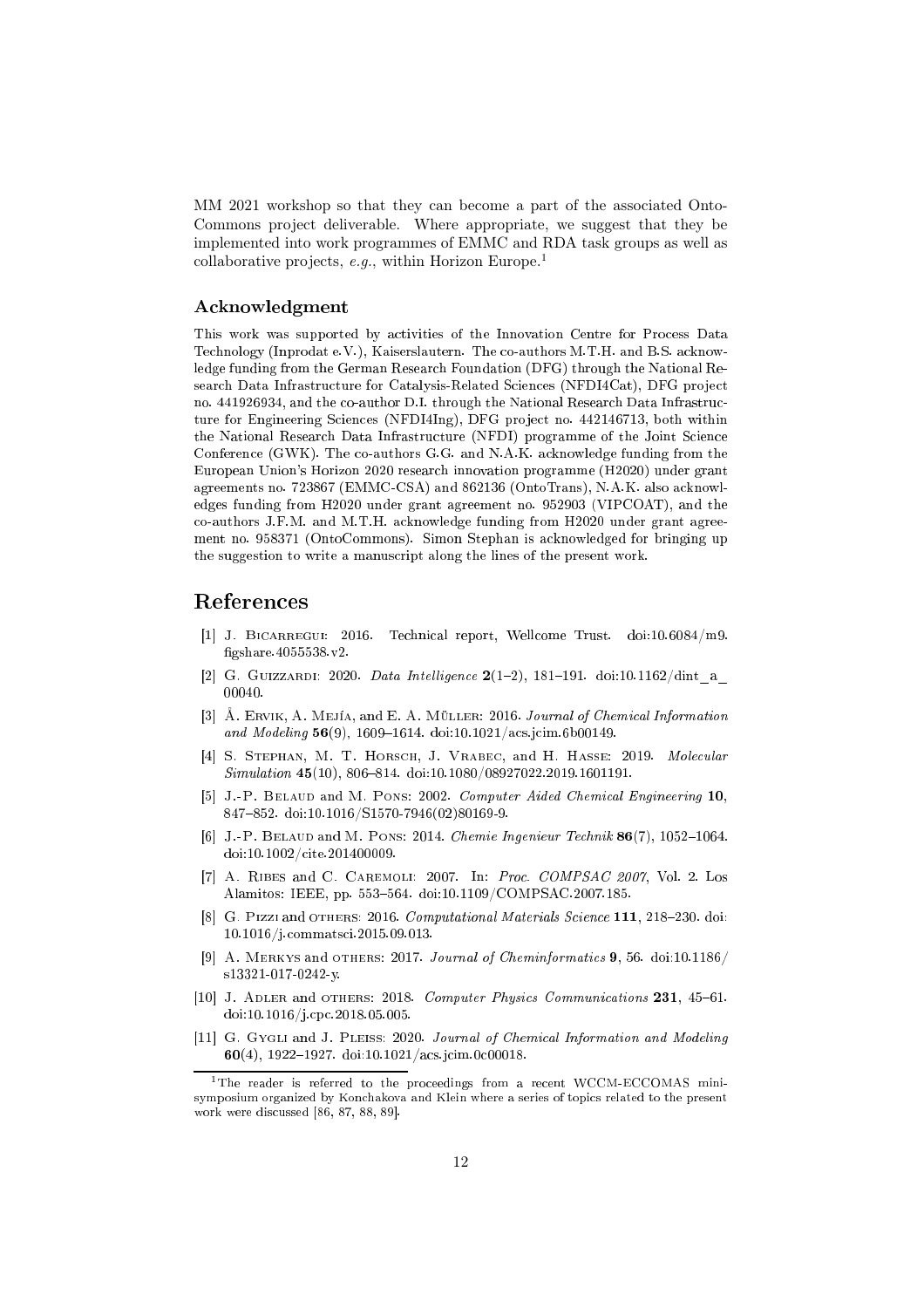MM 2021 workshop so that they can become a part of the associated OntoCommons project deliverable. Where appropriate, we suggest that they be implemented into work programmes of EMMC and RDA task groups as well as collaborative projects, *e.g.*, within Horizon Europe.[1]

### Acknowledgment

This work was supported by activities of the Innovation Centre for Process Data Technology (Inprodat e.V.), Kaiserslautern. The co-authors M.T.H. and B.S. acknowledge funding from the German Research Foundation (DFG) through the National Research Data Infrastructure for Catalysis-Related Sciences (NFDI4Cat), DFG project no. 441926934, and the co-author D.I. through the National Research Data Infrastructure for Engineering Sciences (NFDI4Ing), DFG project no. 442146713, both within the National Research Data Infrastructure (NFDI) programme of the Joint Science Conference (GWK). The co-authors G.G. and N.A.K. acknowledge funding from the European Union's Horizon 2020 research innovation programme (H2020) under grant agreements no. 723867 (EMMC-CSA) and 862136 (OntoTrans), N.A.K. also acknowledges funding from H2020 under grant agreement no. 952903 (VIPCOAT), and the co-authors J.F.M. and M.T.H. acknowledge funding from H2020 under grant agreement no. 958371 (OntoCommons). Simon Stephan is acknowledged for bringing up the suggestion to write a manuscript along the lines of the present work.

## References

[1] J. Bicarregui: 2016. Technical report, Wellcome Trust. doi:10.6084/m9.figshare.4055538.v2.

[2] G. Guizzardi: 2020. *Data Intelligence* **2**(1–2), 181–191. doi:10.1162/dint_a_00040.

[3] Å. Ervik, A. Mejía, and E. A. Müller: 2016. *Journal of Chemical Information and Modeling* **56**(9), 1609–1614. doi:10.1021/acs.jcim.6b00149.

[4] S. Stephan, M. T. Horsch, J. Vrabec, and H. Hasse: 2019. *Molecular Simulation* **45**(10), 806–814. doi:10.1080/08927022.2019.1601191.

[5] J.-P. Belaud and M. Pons: 2002. *Computer Aided Chemical Engineering* **10**, 847–852. doi:10.1016/S1570-7946(02)80169-9.

[6] J.-P. Belaud and M. Pons: 2014. *Chemie Ingenieur Technik* **86**(7), 1052–1064. doi:10.1002/cite.201400009.

[7] A. Ribes and C. Caremoli: 2007. In: *Proc. COMPSAC 2007*, Vol. 2. Los Alamitos: IEEE, pp. 553–564. doi:10.1109/COMPSAC.2007.185.

[8] G. Pizzi and others: 2016. *Computational Materials Science* **111**, 218–230. doi:10.1016/j.commatsci.2015.09.013.

[9] A. Merkys and others: 2017. *Journal of Cheminformatics* **9**, 56. doi:10.1186/s13321-017-0242-y.

[10] J. Adler and others: 2018. *Computer Physics Communications* **231**, 45–61. doi:10.1016/j.cpc.2018.05.005.

[11] G. Gygli and J. Pleiss: 2020. *Journal of Chemical Information and Modeling* **60**(4), 1922–1927. doi:10.1021/acs.jcim.0c00018.

[1] The reader is referred to the proceedings from a recent WCCM-ECCOMAS minisymposium organized by Konchakova and Klein where a series of topics related to the present work were discussed [86, 87, 88, 89].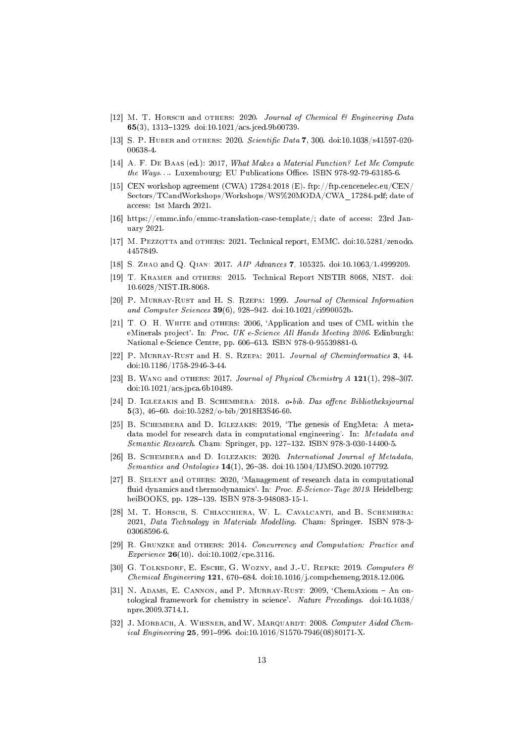[12] M. T. Horsch and others: 2020. *Journal of Chemical & Engineering Data* **65**(3), 1313–1329. doi:10.1021/acs.jced.9b00739.

[13] S. P. Huber and others: 2020. *Scientific Data* **7**, 300. doi:10.1038/s41597-020-00638-4.

[14] A. F. De Baas (ed.): 2017, *What Makes a Material Function? Let Me Compute the Ways. . .*. Luxembourg: EU Publications Office. ISBN 978-92-79-63185-6.

[15] CEN workshop agreement (CWA) 17284:2018 (E). ftp://ftp.cencenelec.eu/CEN/Sectors/TCandWorkshops/Workshops/WS%20MODA/CWA_17284.pdf; date of access: 1st March 2021.

[16] https://emmc.info/emmc-translation-case-template/; date of access: 23rd January 2021.

[17] M. Pezzotta and others: 2021. Technical report, EMMC. doi:10.5281/zenodo.4457849.

[18] S. Zhao and Q. Qian: 2017. *AIP Advances* **7**, 105325. doi:10.1063/1.4999209.

[19] T. Kramer and others: 2015. Technical Report NISTIR 8068, NIST. doi:10.6028/NIST.IR.8068.

[20] P. Murray-Rust and H. S. Rzepa: 1999. *Journal of Chemical Information and Computer Sciences* **39**(6), 928–942. doi:10.1021/ci990052b.

[21] T. O. H. White and others: 2006, 'Application and uses of CML within the eMinerals project'. In: *Proc. UK e-Science All Hands Meeting 2006*. Edinburgh: National e-Science Centre, pp. 606–613. ISBN 978-0-95539881-0.

[22] P. Murray-Rust and H. S. Rzepa: 2011. *Journal of Cheminformatics* **3**, 44. doi:10.1186/1758-2946-3-44.

[23] B. Wang and others: 2017. *Journal of Physical Chemistry A* **121**(1), 298–307. doi:10.1021/acs.jpca.6b10489.

[24] D. Iglezakis and B. Schembera: 2018. *o-bib. Das offene Bibliotheksjournal* **5**(3), 46–60. doi:10.5282/o-bib/2018H3S46-60.

[25] B. Schembera and D. Iglezakis: 2019, 'The genesis of EngMeta: A metadata model for research data in computational engineering'. In: *Metadata and Semantic Research*. Cham: Springer, pp. 127–132. ISBN 978-3-030-14400-5.

[26] B. Schembera and D. Iglezakis: 2020. *International Journal of Metadata, Semantics and Ontologies* **14**(1), 26–38. doi:10.1504/IJMSO.2020.107792.

[27] B. Selent and others: 2020, 'Management of research data in computational fluid dynamics and thermodynamics'. In: *Proc. E-Science-Tage 2019*. Heidelberg: heiBOOKS, pp. 128–139. ISBN 978-3-948083-15-1.

[28] M. T. Horsch, S. Chiacchiera, W. L. Cavalcanti, and B. Schembera: 2021, *Data Technology in Materials Modelling*. Cham: Springer. ISBN 978-3-03068596-6.

[29] R. Grunzke and others: 2014. *Concurrency and Computation: Practice and Experience* **26**(10). doi:10.1002/cpe.3116.

[30] G. Tolksdorf, E. Esche, G. Wozny, and J.-U. Repke: 2019. *Computers & Chemical Engineering* **121**, 670–684. doi:10.1016/j.compchemeng.2018.12.006.

[31] N. Adams, E. Cannon, and P. Murray-Rust: 2009, 'ChemAxiom – An ontological framework for chemistry in science'. *Nature Precedings*. doi:10.1038/npre.2009.3714.1.

[32] J. Morbach, A. Wiesner, and W. Marquardt: 2008. *Computer Aided Chemical Engineering* **25**, 991–996. doi:10.1016/S1570-7946(08)80171-X.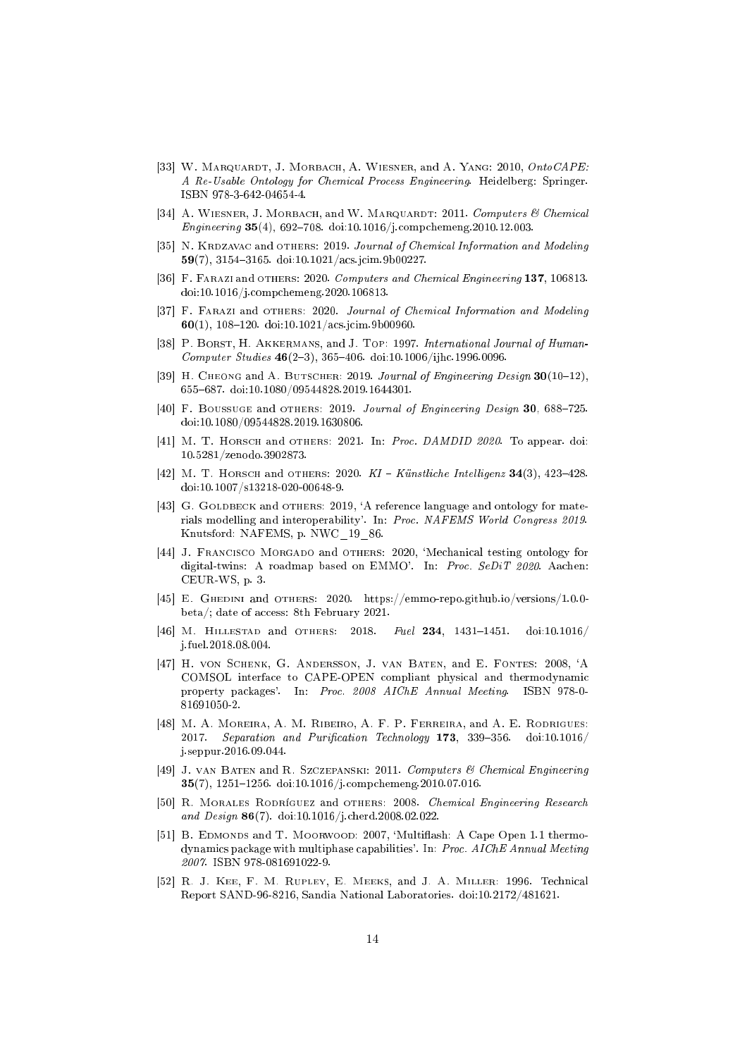[33] W. Marquardt, J. Morbach, A. Wiesner, and A. Yang: 2010, *OntoCAPE: A Re-Usable Ontology for Chemical Process Engineering*. Heidelberg: Springer. ISBN 978-3-642-04654-4.

[34] A. Wiesner, J. Morbach, and W. Marquardt: 2011. *Computers & Chemical Engineering* **35**(4), 692–708. doi:10.1016/j.compchemeng.2010.12.003.

[35] N. Krdzavac and others: 2019. *Journal of Chemical Information and Modeling* **59**(7), 3154–3165. doi:10.1021/acs.jcim.9b00227.

[36] F. Farazi and others: 2020. *Computers and Chemical Engineering* **137**, 106813. doi:10.1016/j.compchemeng.2020.106813.

[37] F. Farazi and others: 2020. *Journal of Chemical Information and Modeling* **60**(1), 108–120. doi:10.1021/acs.jcim.9b00960.

[38] P. Borst, H. Akkermans, and J. Top: 1997. *International Journal of Human-Computer Studies* **46**(2–3), 365–406. doi:10.1006/ijhc.1996.0096.

[39] H. Cheong and A. Butscher: 2019. *Journal of Engineering Design* **30**(10–12), 655–687. doi:10.1080/09544828.2019.1644301.

[40] F. Boussuge and others: 2019. *Journal of Engineering Design* **30**, 688–725. doi:10.1080/09544828.2019.1630806.

[41] M. T. Horsch and others: 2021. In: *Proc. DAMDID 2020*. To appear. doi: 10.5281/zenodo.3902873.

[42] M. T. Horsch and others: 2020. *KI – Künstliche Intelligenz* **34**(3), 423–428. doi:10.1007/s13218-020-00648-9.

[43] G. Goldbeck and others: 2019, 'A reference language and ontology for materials modelling and interoperability'. In: *Proc. NAFEMS World Congress 2019*. Knutsford: NAFEMS, p. NWC_19_86.

[44] J. Francisco Morgado and others: 2020, 'Mechanical testing ontology for digital-twins: A roadmap based on EMMO'. In: *Proc. SeDiT 2020*. Aachen: CEUR-WS, p. 3.

[45] E. Ghedini and others: 2020. https://emmo-repo.github.io/versions/1.0.0-beta/; date of access: 8th February 2021.

[46] M. Hillestad and others: 2018. *Fuel* **234**, 1431–1451. doi:10.1016/j.fuel.2018.08.004.

[47] H. von Schenk, G. Andersson, J. van Baten, and E. Fontes: 2008, 'A COMSOL interface to CAPE-OPEN compliant physical and thermodynamic property packages'. In: *Proc. 2008 AIChE Annual Meeting*. ISBN 978-0-81691050-2.

[48] M. A. Moreira, A. M. Ribeiro, A. F. P. Ferreira, and A. E. Rodrigues: 2017. *Separation and Purification Technology* **173**, 339–356. doi:10.1016/j.seppur.2016.09.044.

[49] J. van Baten and R. Szczepanski: 2011. *Computers & Chemical Engineering* **35**(7), 1251–1256. doi:10.1016/j.compchemeng.2010.07.016.

[50] R. Morales Rodríguez and others: 2008. *Chemical Engineering Research and Design* **86**(7). doi:10.1016/j.cherd.2008.02.022.

[51] B. Edmonds and T. Moorwood: 2007, 'Multiflash: A Cape Open 1.1 thermodynamics package with multiphase capabilities'. In: *Proc. AIChE Annual Meeting 2007*. ISBN 978-081691022-9.

[52] R. J. Kee, F. M. Rupley, E. Meeks, and J. A. Miller: 1996. Technical Report SAND-96-8216, Sandia National Laboratories. doi:10.2172/481621.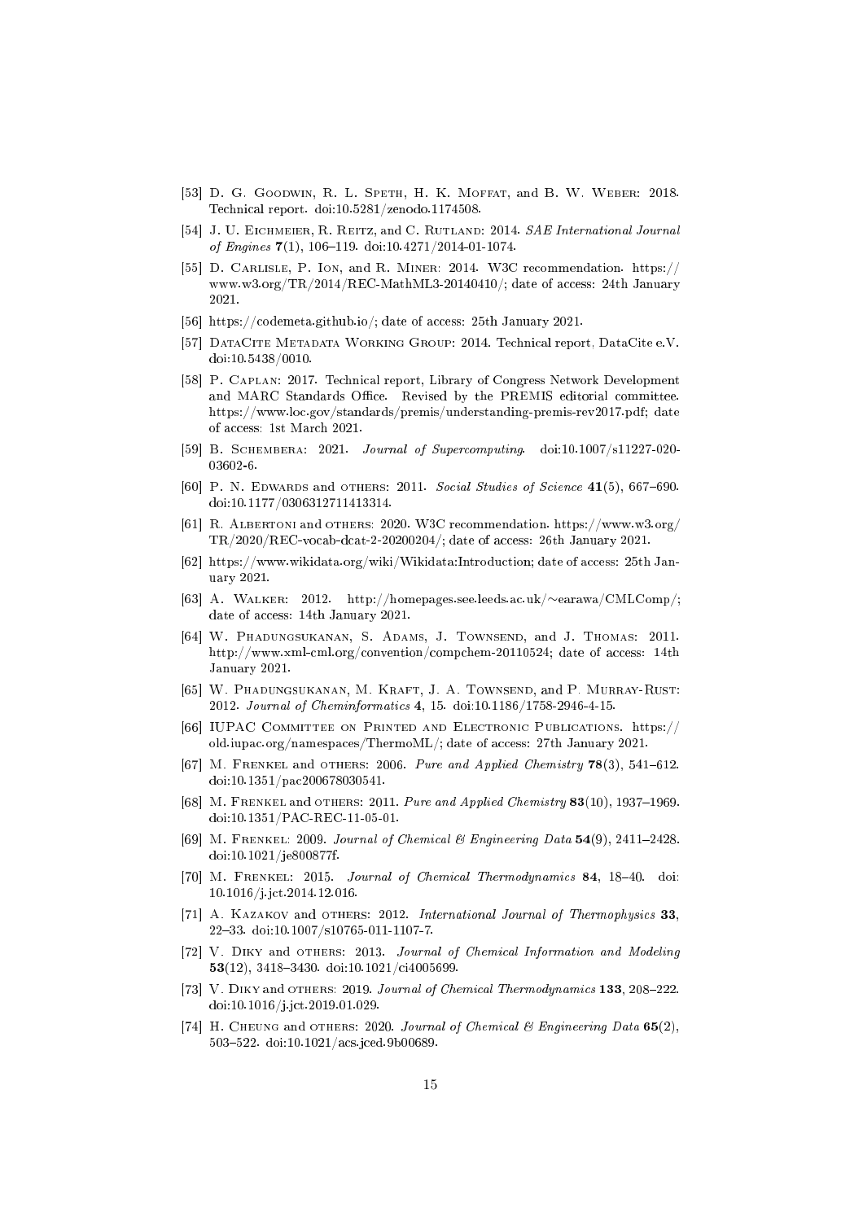[53] D. G. Goodwin, R. L. Speth, H. K. Moffat, and B. W. Weber: 2018. Technical report. doi:10.5281/zenodo.1174508.

[54] J. U. Eichmeier, R. Reitz, and C. Rutland: 2014. *SAE International Journal of Engines* **7**(1), 106–119. doi:10.4271/2014-01-1074.

[55] D. Carlisle, P. Ion, and R. Miner: 2014. W3C recommendation. https://www.w3.org/TR/2014/REC-MathML3-20140410/; date of access: 24th January 2021.

[56] https://codemeta.github.io/; date of access: 25th January 2021.

[57] DataCite Metadata Working Group: 2014. Technical report, DataCite e.V. doi:10.5438/0010.

[58] P. Caplan: 2017. Technical report, Library of Congress Network Development and MARC Standards Office. Revised by the PREMIS editorial committee. https://www.loc.gov/standards/premis/understanding-premis-rev2017.pdf; date of access: 1st March 2021.

[59] B. Schembera: 2021. *Journal of Supercomputing*. doi:10.1007/s11227-020-03602-6.

[60] P. N. Edwards and others: 2011. *Social Studies of Science* **41**(5), 667–690. doi:10.1177/0306312711413314.

[61] R. Albertoni and others: 2020. W3C recommendation. https://www.w3.org/TR/2020/REC-vocab-dcat-2-20200204/; date of access: 26th January 2021.

[62] https://www.wikidata.org/wiki/Wikidata:Introduction; date of access: 25th January 2021.

[63] A. Walker: 2012. http://homepages.see.leeds.ac.uk/~earawa/CMLComp/; date of access: 14th January 2021.

[64] W. Phadungsukanan, S. Adams, J. Townsend, and J. Thomas: 2011. http://www.xml-cml.org/convention/compchem-20110524; date of access: 14th January 2021.

[65] W. Phadungsukanan, M. Kraft, J. A. Townsend, and P. Murray-Rust: 2012. *Journal of Cheminformatics* **4**, 15. doi:10.1186/1758-2946-4-15.

[66] IUPAC Committee on Printed and Electronic Publications. https://old.iupac.org/namespaces/ThermoML/; date of access: 27th January 2021.

[67] M. Frenkel and others: 2006. *Pure and Applied Chemistry* **78**(3), 541–612. doi:10.1351/pac200678030541.

[68] M. Frenkel and others: 2011. *Pure and Applied Chemistry* **83**(10), 1937–1969. doi:10.1351/PAC-REC-11-05-01.

[69] M. Frenkel: 2009. *Journal of Chemical & Engineering Data* **54**(9), 2411–2428. doi:10.1021/je800877f.

[70] M. Frenkel: 2015. *Journal of Chemical Thermodynamics* **84**, 18–40. doi:10.1016/j.jct.2014.12.016.

[71] A. Kazakov and others: 2012. *International Journal of Thermophysics* **33**, 22–33. doi:10.1007/s10765-011-1107-7.

[72] V. Diky and others: 2013. *Journal of Chemical Information and Modeling* **53**(12), 3418–3430. doi:10.1021/ci4005699.

[73] V. Diky and others: 2019. *Journal of Chemical Thermodynamics* **133**, 208–222. doi:10.1016/j.jct.2019.01.029.

[74] H. Cheung and others: 2020. *Journal of Chemical & Engineering Data* **65**(2), 503–522. doi:10.1021/acs.jced.9b00689.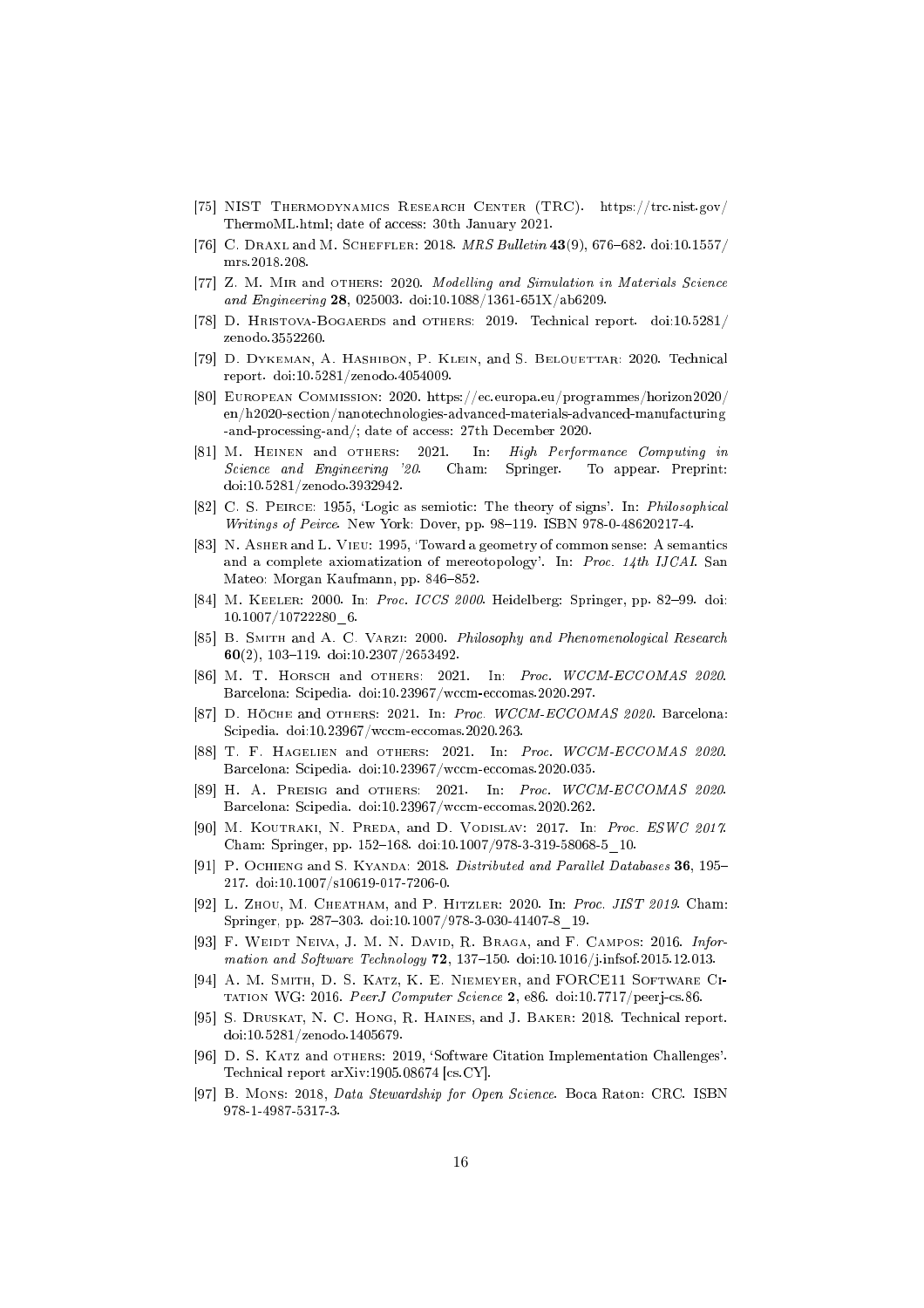[75] NIST Thermodynamics Research Center (TRC). https://trc.nist.gov/ThermoML.html; date of access: 30th January 2021.

[76] C. Draxl and M. Scheffler: 2018. *MRS Bulletin* **43**(9), 676–682. doi:10.1557/mrs.2018.208.

[77] Z. M. Mir and others: 2020. *Modelling and Simulation in Materials Science and Engineering* **28**, 025003. doi:10.1088/1361-651X/ab6209.

[78] D. Hristova-Bogaerds and others: 2019. Technical report. doi:10.5281/zenodo.3552260.

[79] D. Dykeman, A. Hashibon, P. Klein, and S. Belouettar: 2020. Technical report. doi:10.5281/zenodo.4054009.

[80] European Commission: 2020. https://ec.europa.eu/programmes/horizon2020/en/h2020-section/nanotechnologies-advanced-materials-advanced-manufacturing-and-processing-and/; date of access: 27th December 2020.

[81] M. Heinen and others: 2021. In: *High Performance Computing in Science and Engineering '20*. Cham: Springer. To appear. Preprint: doi:10.5281/zenodo.3932942.

[82] C. S. Peirce: 1955, 'Logic as semiotic: The theory of signs'. In: *Philosophical Writings of Peirce*. New York: Dover, pp. 98–119. ISBN 978-0-48620217-4.

[83] N. Asher and L. Vieu: 1995, 'Toward a geometry of common sense: A semantics and a complete axiomatization of mereotopology'. In: *Proc. 14th IJCAI*. San Mateo: Morgan Kaufmann, pp. 846–852.

[84] M. Keeler: 2000. In: *Proc. ICCS 2000*. Heidelberg: Springer, pp. 82–99. doi:10.1007/10722280_6.

[85] B. Smith and A. C. Varzi: 2000. *Philosophy and Phenomenological Research* **60**(2), 103–119. doi:10.2307/2653492.

[86] M. T. Horsch and others: 2021. In: *Proc. WCCM-ECCOMAS 2020*. Barcelona: Scipedia. doi:10.23967/wccm-eccomas.2020.297.

[87] D. Höche and others: 2021. In: *Proc. WCCM-ECCOMAS 2020*. Barcelona: Scipedia. doi:10.23967/wccm-eccomas.2020.263.

[88] T. F. Hagelien and others: 2021. In: *Proc. WCCM-ECCOMAS 2020*. Barcelona: Scipedia. doi:10.23967/wccm-eccomas.2020.035.

[89] H. A. Preisig and others: 2021. In: *Proc. WCCM-ECCOMAS 2020*. Barcelona: Scipedia. doi:10.23967/wccm-eccomas.2020.262.

[90] M. Koutraki, N. Preda, and D. Vodislav: 2017. In: *Proc. ESWC 2017*. Cham: Springer, pp. 152–168. doi:10.1007/978-3-319-58068-5_10.

[91] P. Ochieng and S. Kyanda: 2018. *Distributed and Parallel Databases* **36**, 195–217. doi:10.1007/s10619-017-7206-0.

[92] L. Zhou, M. Cheatham, and P. Hitzler: 2020. In: *Proc. JIST 2019*. Cham: Springer, pp. 287–303. doi:10.1007/978-3-030-41407-8_19.

[93] F. Weidt Neiva, J. M. N. David, R. Braga, and F. Campos: 2016. *Information and Software Technology* **72**, 137–150. doi:10.1016/j.infsof.2015.12.013.

[94] A. M. Smith, D. S. Katz, K. E. Niemeyer, and FORCE11 Software Citation WG: 2016. *PeerJ Computer Science* **2**, e86. doi:10.7717/peerj-cs.86.

[95] S. Druskat, N. C. Hong, R. Haines, and J. Baker: 2018. Technical report. doi:10.5281/zenodo.1405679.

[96] D. S. Katz and others: 2019, 'Software Citation Implementation Challenges'. Technical report arXiv:1905.08674 [cs.CY].

[97] B. Mons: 2018, *Data Stewardship for Open Science*. Boca Raton: CRC. ISBN 978-1-4987-5317-3.